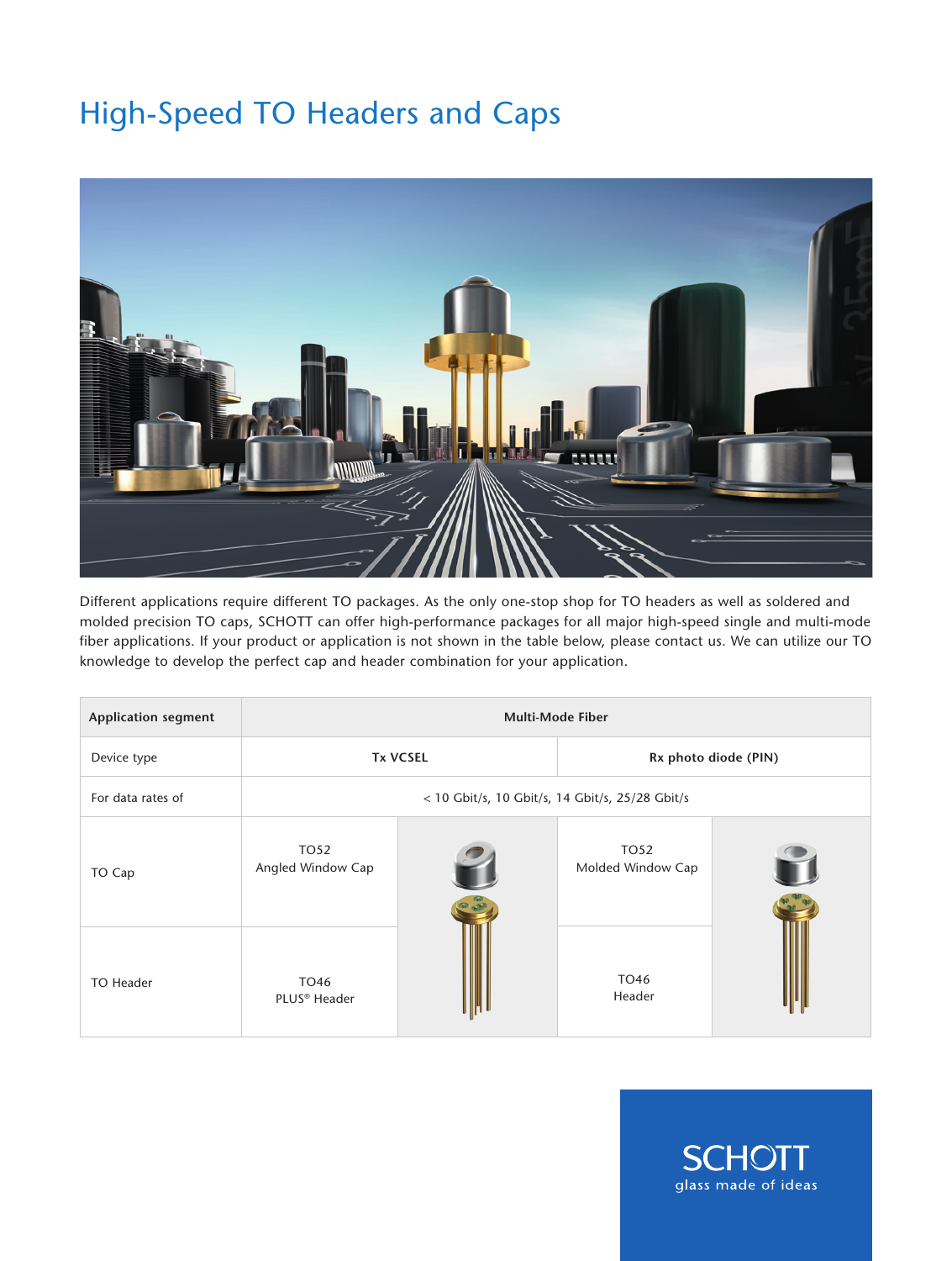# High-Speed TO Headers and Caps

Different applications require different TO packages. As the only one-stop shop for TO headers as well as soldered and molded precision TO caps, SCHOTT can offer high-performance packages for all major high-speed single and multi-mode fiber applications. If your product or application is not shown in the table below, please contact us. We can utilize our TO knowledge to develop the perfect cap and header combination for your application.

| Application segment | Multi-Mode Fiber | | | |
|---|---|---|---|---|
| Device type | Tx VCSEL | | Rx photo diode (PIN) | |
| For data rates of | < 10 Gbit/s, 10 Gbit/s, 14 Gbit/s, 25/28 Gbit/s | | | |
| TO Cap | TO52 Angled Window Cap | | TO52 Molded Window Cap | |
| TO Header | TO46 PLUS® Header | | TO46 Header | |

SCHOTT
glass made of ideas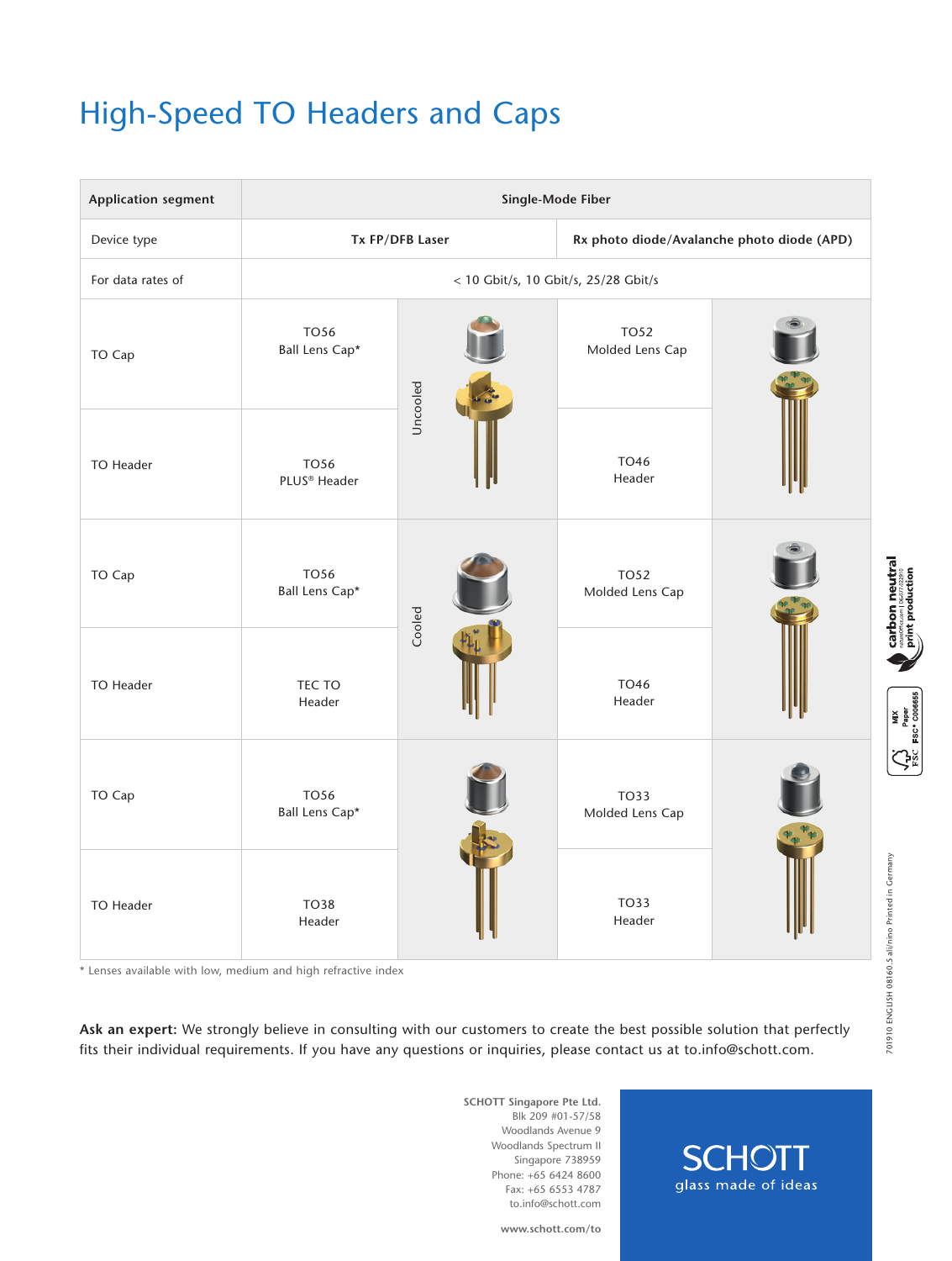# High-Speed TO Headers and Caps

| Application segment | Single-Mode Fiber | | | |
|---|---|---|---|---|
| Device type | Tx FP/DFB Laser | | Rx photo diode/Avalanche photo diode (APD) | |
| For data rates of | < 10 Gbit/s, 10 Gbit/s, 25/28 Gbit/s | | | |
| TO Cap | TO56 Ball Lens Cap* | Uncooled | TO52 Molded Lens Cap | |
| TO Header | TO56 PLUS® Header | | TO46 Header | |
| TO Cap | TO56 Ball Lens Cap* | Cooled | TO52 Molded Lens Cap | |
| TO Header | TEC TO Header | | TO46 Header | |
| TO Cap | TO56 Ball Lens Cap* | | TO33 Molded Lens Cap | |
| TO Header | TO38 Header | | TO33 Header | |

* Lenses available with low, medium and high refractive index

**Ask an expert:** We strongly believe in consulting with our customers to create the best possible solution that perfectly fits their individual requirements. If you have any questions or inquiries, please contact us at to.info@schott.com.

**SCHOTT Singapore Pte Ltd.**
Blk 209 #01-57/58
Woodlands Avenue 9
Woodlands Spectrum II
Singapore 738959
Phone: +65 6424 8600
Fax: +65 6553 4787
to.info@schott.com

www.schott.com/to

SCHOTT
glass made of ideas

701910 ENGLISH 08160.5 ali/nino Printed in Germany